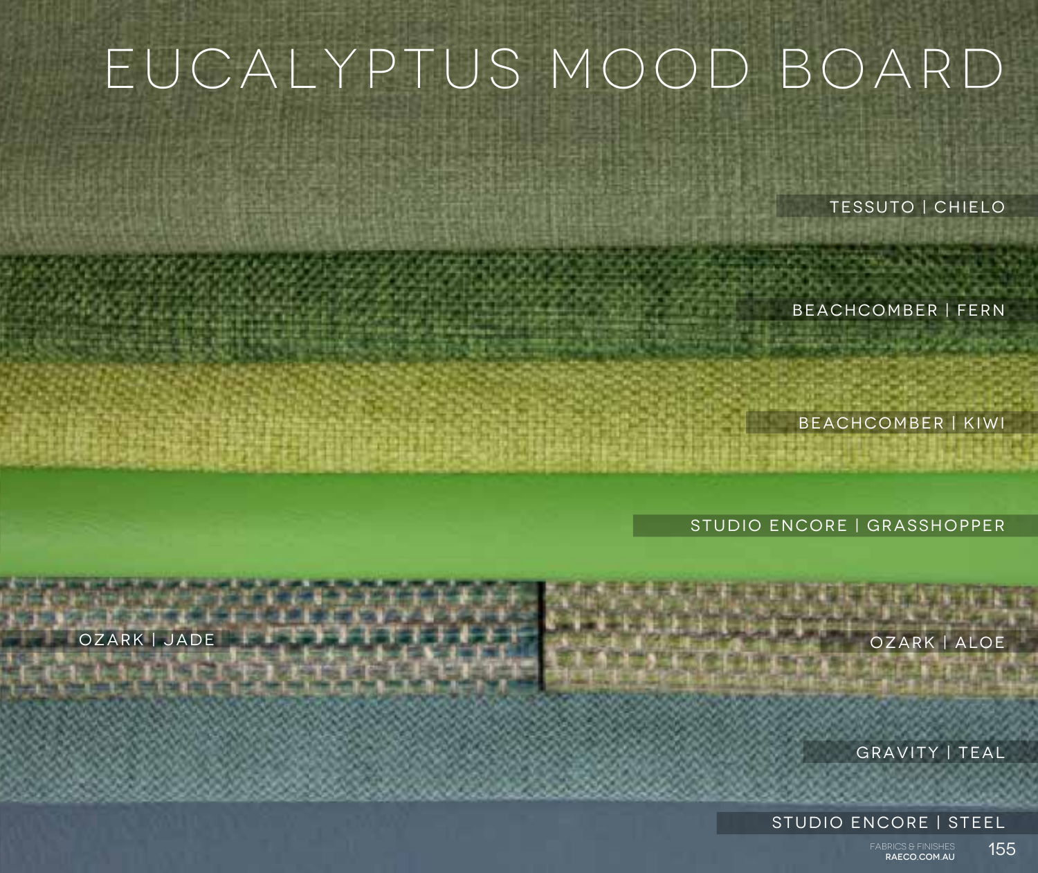# EUCALYPTUS MOOD BOARD

TESSUTO | CHIELO

BEACHCOMBER | FERN

BEACHCOMBER | KIWI

STUDIO ENCORE | GRASSHOPPER

OZARK | JADE

OZARK | ALOE

GRAVITY | TEAL

STUDIO ENCORE | STEEL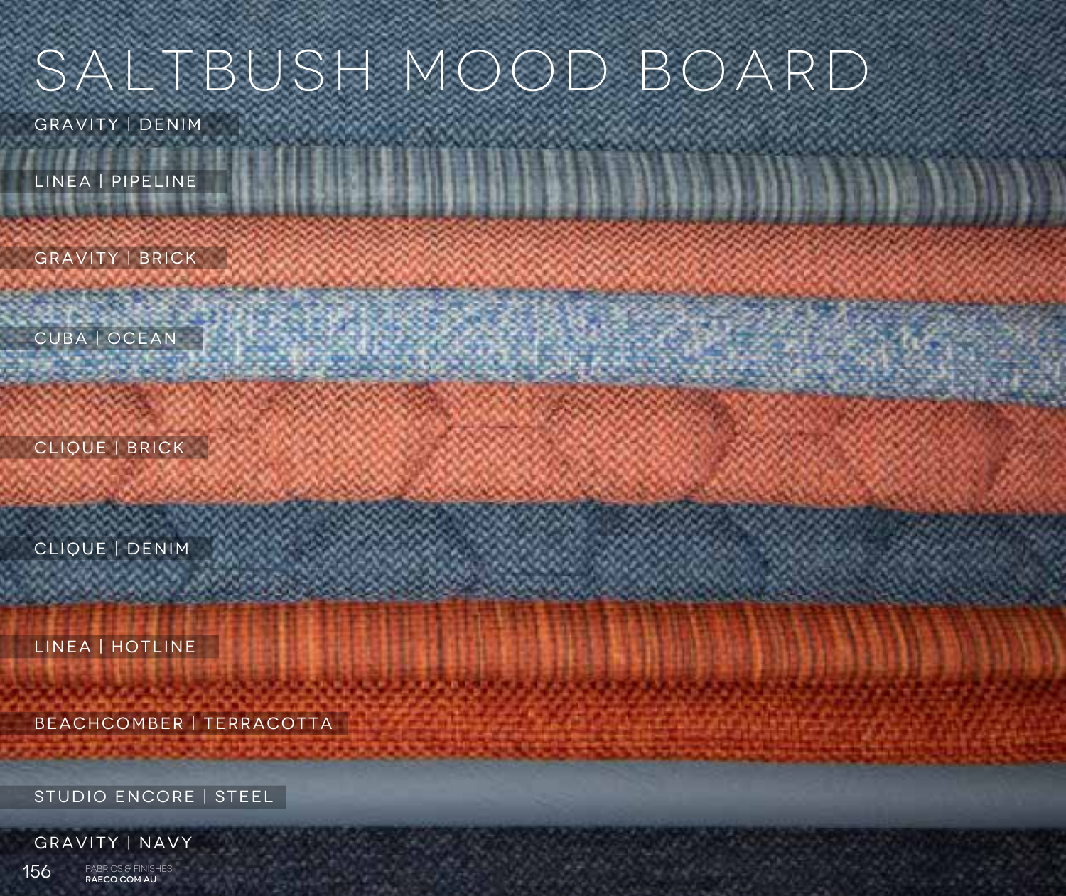# SALTBUSH MOOD BOARD

GRAVITY | DENIM

LINEA | PIPELINE

GRAVITY | BRICK

CUBA | OCEAN

CLIQUE | BRICK

CLIQUE | DENIM

LINEA | HOTLINE

BEACHCOMBER | TERRACOTTA

STUDIO ENCORE | STEEL

GRAVITY | NAVY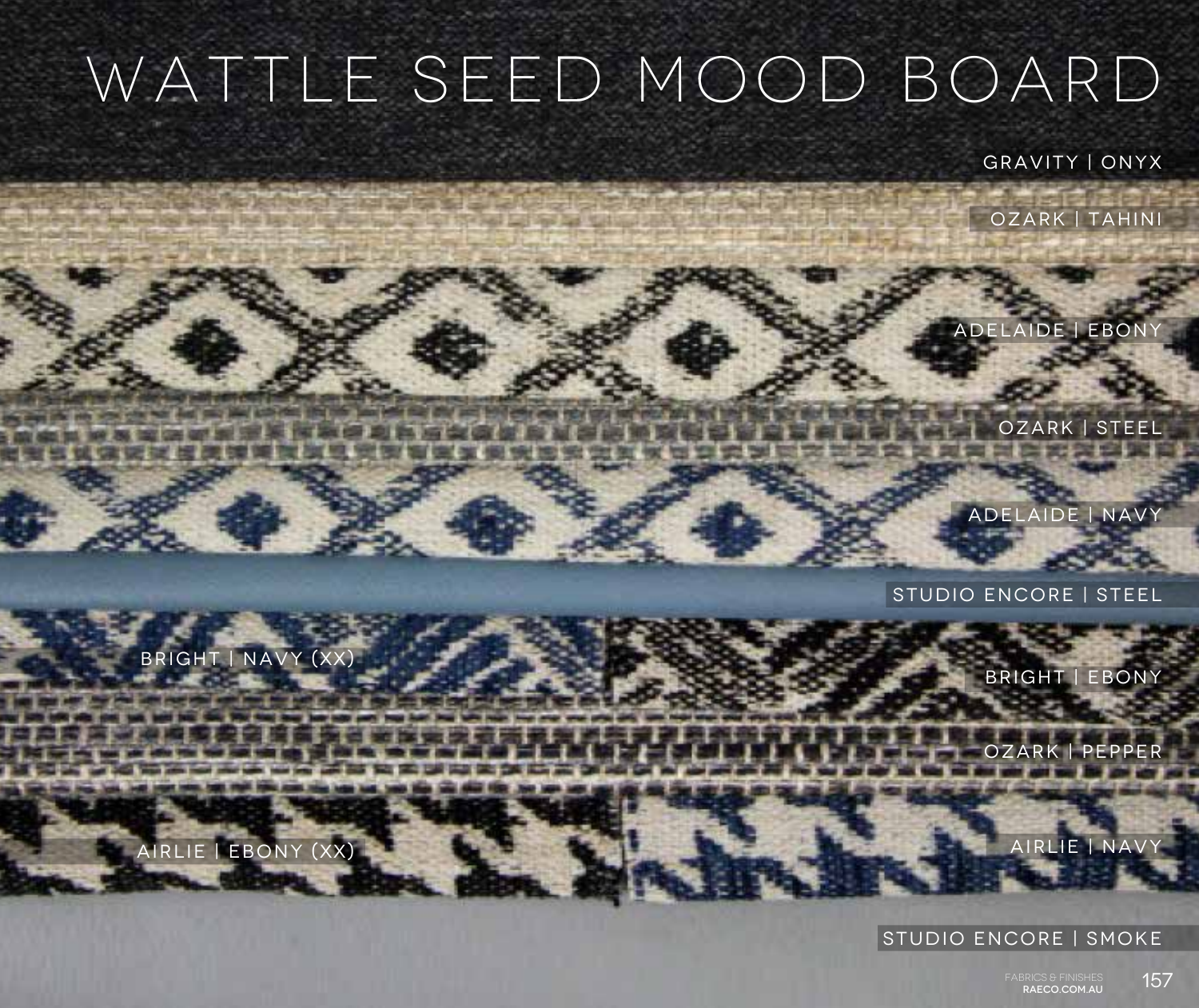# WATTLE SEED MOOD BOARD

GRAVITY | ONYX

OZARK | TAHINI

ADELAIDE | EBONY

OZARK | STEEL

ADELAIDE | NAVY

STUDIO ENCORE | STEEL

BRIGHT | NAVY (XX)

BRIGHT | EBONY

OZARK | PEPPER

AIRLIE | EBONY (XX)

AIRLIE | NAVY

STUDIO ENCORE | SMOKE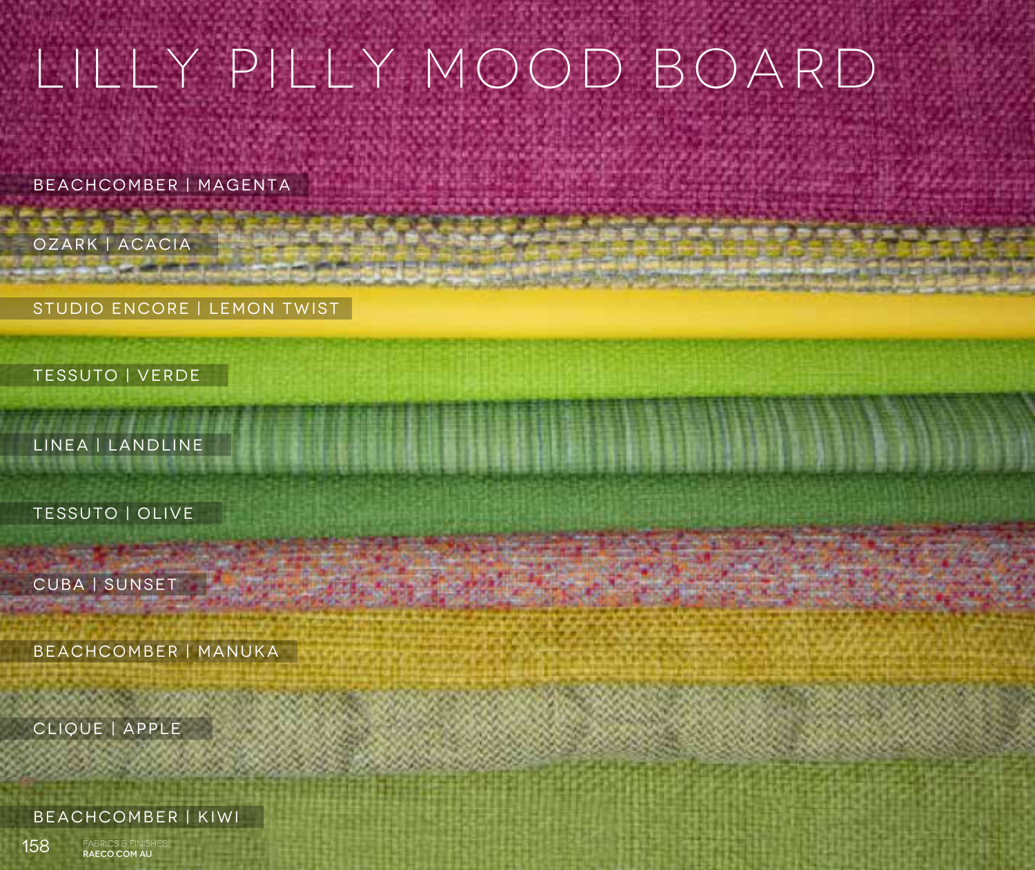# LILLY PILLY MOOD BOARD

BEACHCOMBER | MAGENTA

OZARK | ACACIA

STUDIO ENCORE | LEMON TWIST

TESSUTO | VERDE

LINEA | LANDLINE

TESSUTO | OLIVE

CUBA | SUNSET

BEACHCOMBER | MANUKA

CLIQUE | APPLE

BEACHCOMBER | KIWI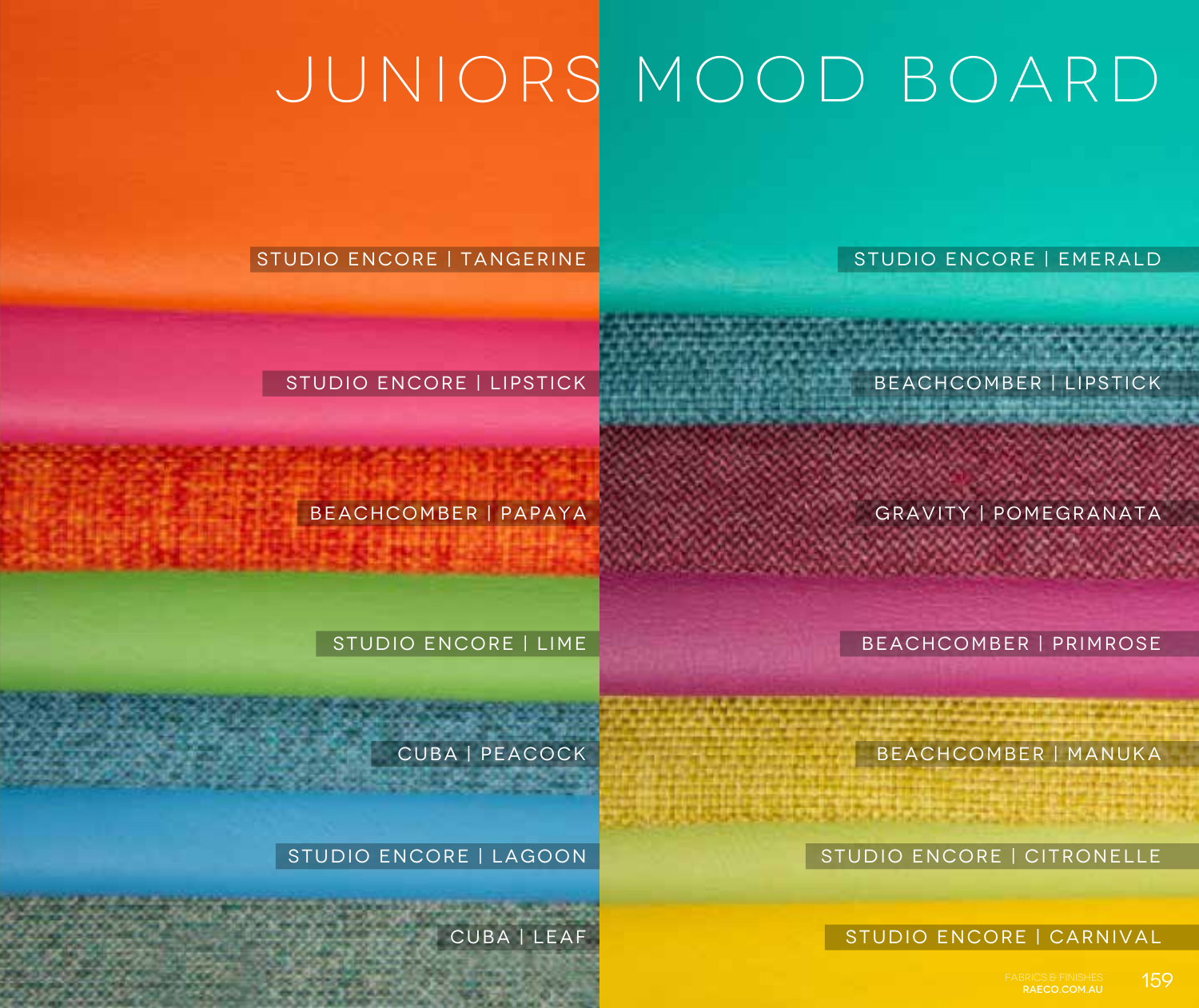# JUNIORS MOOD BOARD

STUDIO ENCORE | TANGERINE

STUDIO ENCORE | LIPSTICK

BEACHCOMBER | PAPAYA

STUDIO ENCORE | LIME

CUBA | PEACOCK

STUDIO ENCORE | LAGOON

CUBA | LEAF

STUDIO ENCORE | EMERALD

BEACHCOMBER | LIPSTICK

GRAVITY | POMEGRANATA

BEACHCOMBER | PRIMROSE

BEACHCOMBER | MANUKA

STUDIO ENCORE | CITRONELLE

STUDIO ENCORE | CARNIVAL